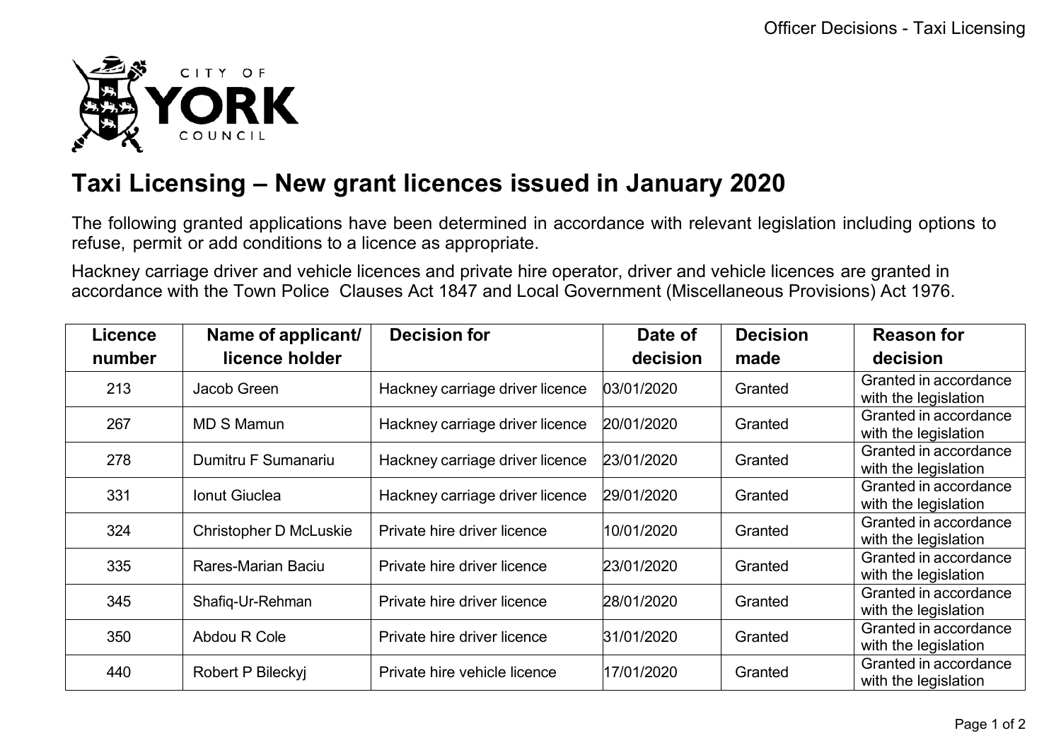# Taxi Licensing – New grant licences issued in January 2020

The following granted applications have been determined in accordance with relevant legislation including options to refuse, permit or add conditions to a licence as appropriate.

Hackney carriage driver and vehicle licences and private hire operator, driver and vehicle licences are granted in accordance with the Town Police Clauses Act 1847 and Local Government (Miscellaneous Provisions) Act 1976.

| Licence number | Name of applicant/ licence holder | Decision for | Date of decision | Decision made | Reason for decision |
|---|---|---|---|---|---|
| 213 | Jacob Green | Hackney carriage driver licence | 03/01/2020 | Granted | Granted in accordance with the legislation |
| 267 | MD S Mamun | Hackney carriage driver licence | 20/01/2020 | Granted | Granted in accordance with the legislation |
| 278 | Dumitru F Sumanariu | Hackney carriage driver licence | 23/01/2020 | Granted | Granted in accordance with the legislation |
| 331 | Ionut Giuclea | Hackney carriage driver licence | 29/01/2020 | Granted | Granted in accordance with the legislation |
| 324 | Christopher D McLuskie | Private hire driver licence | 10/01/2020 | Granted | Granted in accordance with the legislation |
| 335 | Rares-Marian Baciu | Private hire driver licence | 23/01/2020 | Granted | Granted in accordance with the legislation |
| 345 | Shafiq-Ur-Rehman | Private hire driver licence | 28/01/2020 | Granted | Granted in accordance with the legislation |
| 350 | Abdou R Cole | Private hire driver licence | 31/01/2020 | Granted | Granted in accordance with the legislation |
| 440 | Robert P Bileckyj | Private hire vehicle licence | 17/01/2020 | Granted | Granted in accordance with the legislation |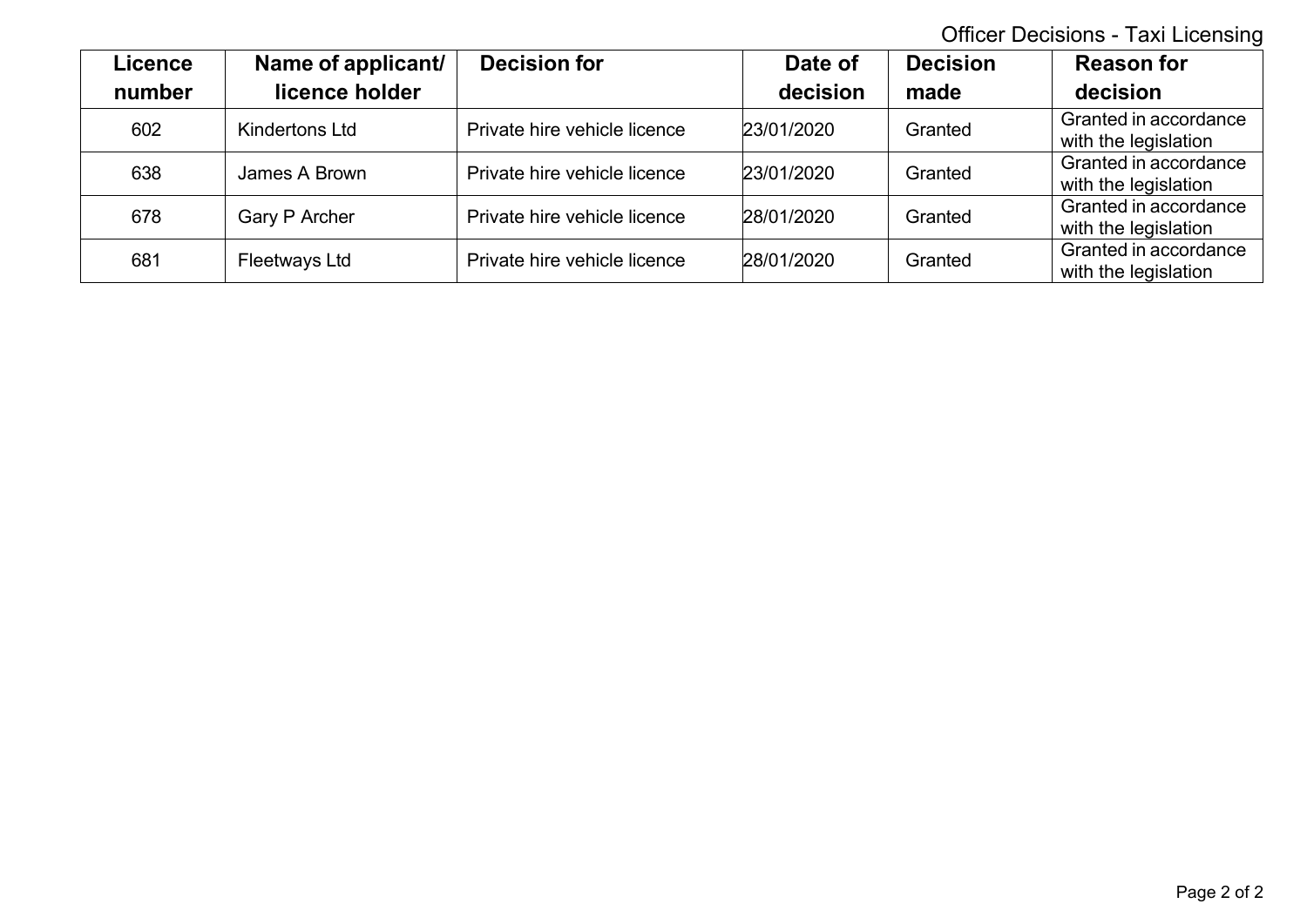| Licence number | Name of applicant/ licence holder | Decision for | Date of decision | Decision made | Reason for decision |
|---|---|---|---|---|---|
| 602 | Kindertons Ltd | Private hire vehicle licence | 23/01/2020 | Granted | Granted in accordance with the legislation |
| 638 | James A Brown | Private hire vehicle licence | 23/01/2020 | Granted | Granted in accordance with the legislation |
| 678 | Gary P Archer | Private hire vehicle licence | 28/01/2020 | Granted | Granted in accordance with the legislation |
| 681 | Fleetways Ltd | Private hire vehicle licence | 28/01/2020 | Granted | Granted in accordance with the legislation |